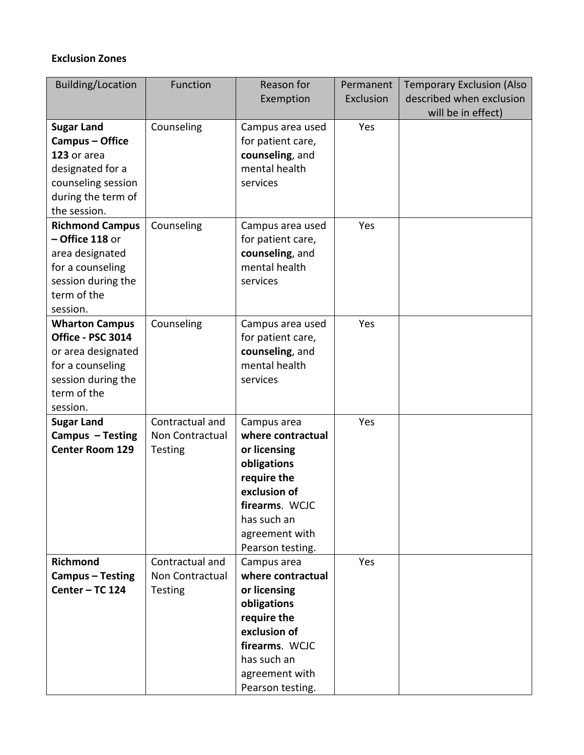**Exclusion Zones**

| Building/Location | Function | Reason for Exemption | Permanent Exclusion | Temporary Exclusion (Also described when exclusion will be in effect) |
|---|---|---|---|---|
| **Sugar Land Campus – Office 123** or area designated for a counseling session during the term of the session. | Counseling | Campus area used for patient care, **counseling**, and mental health services | Yes | |
| **Richmond Campus – Office 118** or area designated for a counseling session during the term of the session. | Counseling | Campus area used for patient care, **counseling**, and mental health services | Yes | |
| **Wharton Campus Office - PSC 3014** or area designated for a counseling session during the term of the session. | Counseling | Campus area used for patient care, **counseling**, and mental health services | Yes | |
| **Sugar Land Campus – Testing Center Room 129** | Contractual and Non Contractual Testing | Campus area **where contractual or licensing obligations require the exclusion of firearms**. WCJC has such an agreement with Pearson testing. | Yes | |
| **Richmond Campus – Testing Center – TC 124** | Contractual and Non Contractual Testing | Campus area **where contractual or licensing obligations require the exclusion of firearms**. WCJC has such an agreement with Pearson testing. | Yes | |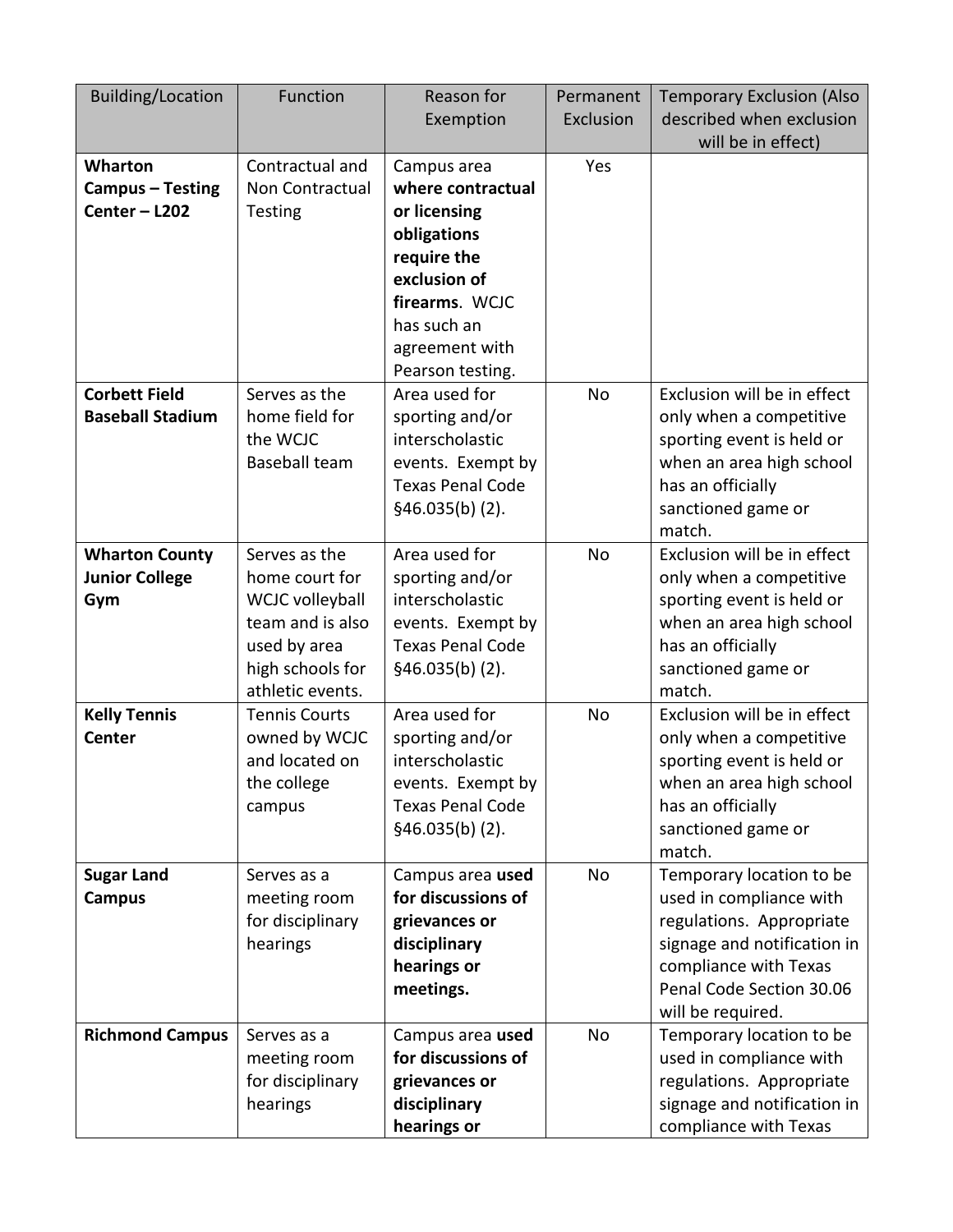| Building/Location | Function | Reason for Exemption | Permanent Exclusion | Temporary Exclusion (Also described when exclusion will be in effect) |
|---|---|---|---|---|
| **Wharton Campus – Testing Center – L202** | Contractual and Non Contractual Testing | Campus area **where contractual or licensing obligations require the exclusion of firearms**. WCJC has such an agreement with Pearson testing. | Yes | |
| **Corbett Field Baseball Stadium** | Serves as the home field for the WCJC Baseball team | Area used for sporting and/or interscholastic events. Exempt by Texas Penal Code §46.035(b) (2). | No | Exclusion will be in effect only when a competitive sporting event is held or when an area high school has an officially sanctioned game or match. |
| **Wharton County Junior College Gym** | Serves as the home court for WCJC volleyball team and is also used by area high schools for athletic events. | Area used for sporting and/or interscholastic events. Exempt by Texas Penal Code §46.035(b) (2). | No | Exclusion will be in effect only when a competitive sporting event is held or when an area high school has an officially sanctioned game or match. |
| **Kelly Tennis Center** | Tennis Courts owned by WCJC and located on the college campus | Area used for sporting and/or interscholastic events. Exempt by Texas Penal Code §46.035(b) (2). | No | Exclusion will be in effect only when a competitive sporting event is held or when an area high school has an officially sanctioned game or match. |
| **Sugar Land Campus** | Serves as a meeting room for disciplinary hearings | Campus area **used for discussions of grievances or disciplinary hearings or meetings.** | No | Temporary location to be used in compliance with regulations. Appropriate signage and notification in compliance with Texas Penal Code Section 30.06 will be required. |
| **Richmond Campus** | Serves as a meeting room for disciplinary hearings | Campus area **used for discussions of grievances or disciplinary hearings or** | No | Temporary location to be used in compliance with regulations. Appropriate signage and notification in compliance with Texas |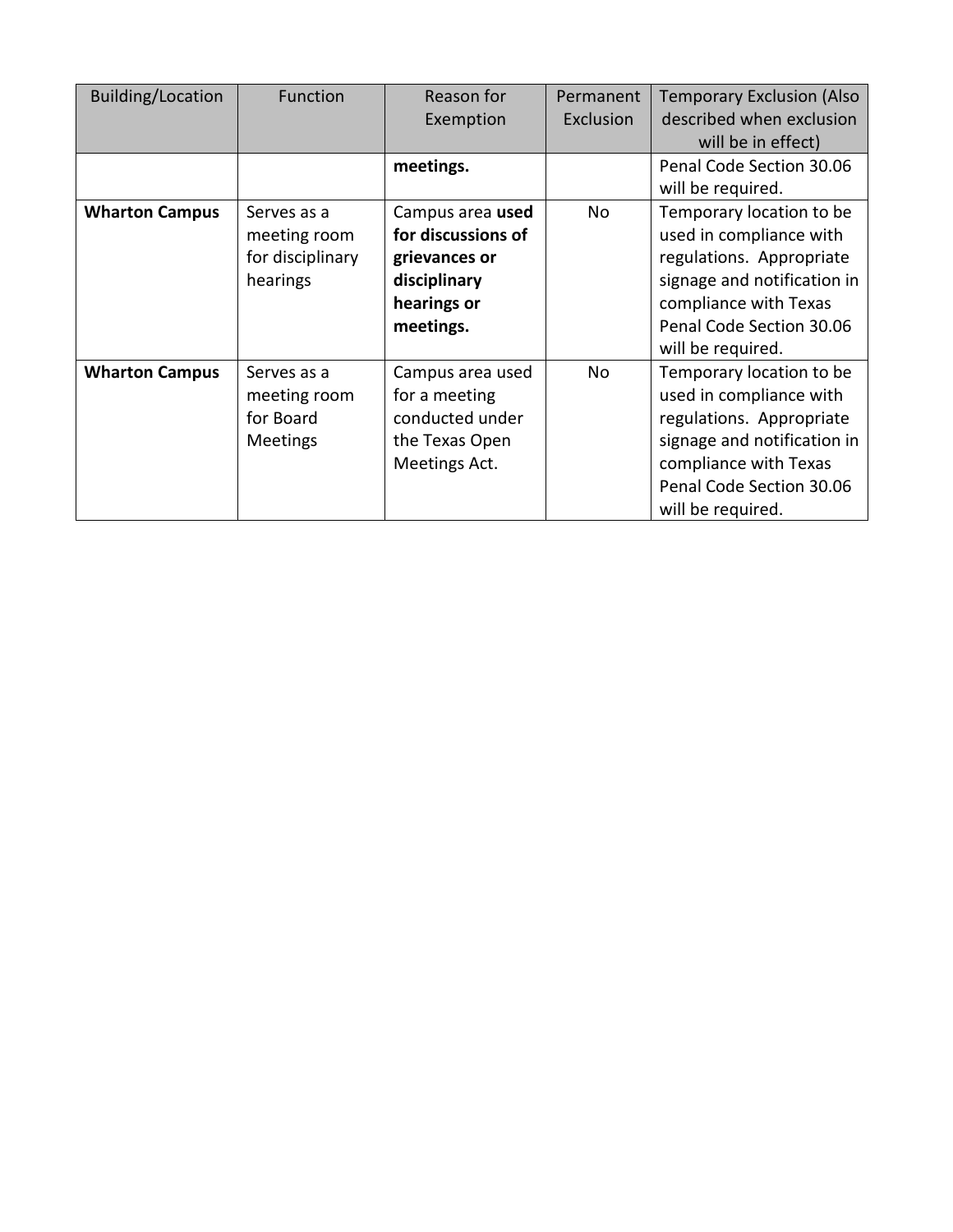| Building/Location | Function | Reason for Exemption | Permanent Exclusion | Temporary Exclusion (Also described when exclusion will be in effect) |
|---|---|---|---|---|
| | | **meetings.** | | Penal Code Section 30.06 will be required. |
| **Wharton Campus** | Serves as a meeting room for disciplinary hearings | Campus area **used for discussions of grievances or disciplinary hearings or meetings.** | No | Temporary location to be used in compliance with regulations. Appropriate signage and notification in compliance with Texas Penal Code Section 30.06 will be required. |
| **Wharton Campus** | Serves as a meeting room for Board Meetings | Campus area used for a meeting conducted under the Texas Open Meetings Act. | No | Temporary location to be used in compliance with regulations. Appropriate signage and notification in compliance with Texas Penal Code Section 30.06 will be required. |